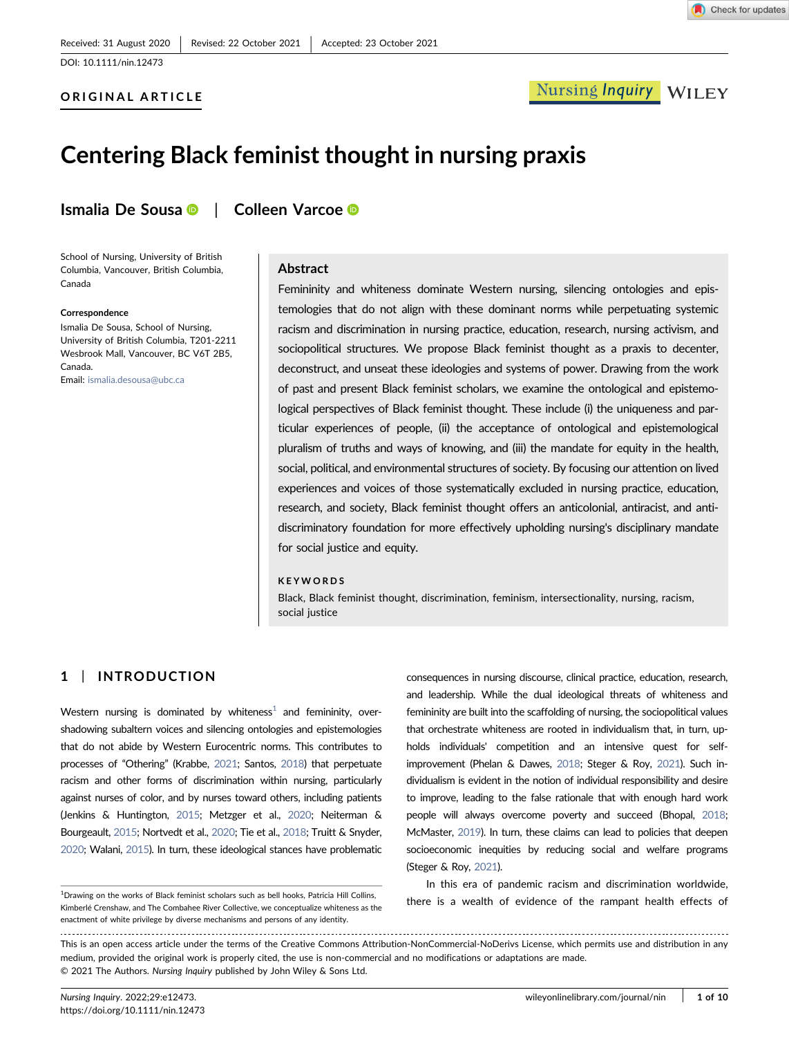Received: 31 August 2020 | Revised: 22 October 2021 | Accepted: 23 October 2021

DOI: 10.1111/nin.12473

ORIGINAL ARTICLE

# Centering Black feminist thought in nursing praxis

**Ismalia De Sousa** | **Colleen Varcoe**

School of Nursing, University of British Columbia, Vancouver, British Columbia, Canada

**Correspondence**
Ismalia De Sousa, School of Nursing, University of British Columbia, T201-2211 Wesbrook Mall, Vancouver, BC V6T 2B5, Canada.
Email: ismalia.desousa@ubc.ca

## Abstract

Femininity and whiteness dominate Western nursing, silencing ontologies and epistemologies that do not align with these dominant norms while perpetuating systemic racism and discrimination in nursing practice, education, research, nursing activism, and sociopolitical structures. We propose Black feminist thought as a praxis to decenter, deconstruct, and unseat these ideologies and systems of power. Drawing from the work of past and present Black feminist scholars, we examine the ontological and epistemological perspectives of Black feminist thought. These include (i) the uniqueness and particular experiences of people, (ii) the acceptance of ontological and epistemological pluralism of truths and ways of knowing, and (iii) the mandate for equity in the health, social, political, and environmental structures of society. By focusing our attention on lived experiences and voices of those systematically excluded in nursing practice, education, research, and society, Black feminist thought offers an anticolonial, antiracist, and antidiscriminatory foundation for more effectively upholding nursing's disciplinary mandate for social justice and equity.

**KEYWORDS**
Black, Black feminist thought, discrimination, feminism, intersectionality, nursing, racism, social justice

## 1 | INTRODUCTION

Western nursing is dominated by whiteness[1] and femininity, overshadowing subaltern voices and silencing ontologies and epistemologies that do not abide by Western Eurocentric norms. This contributes to processes of "Othering" (Krabbe, 2021; Santos, 2018) that perpetuate racism and other forms of discrimination within nursing, particularly against nurses of color, and by nurses toward others, including patients (Jenkins & Huntington, 2015; Metzger et al., 2020; Neiterman & Bourgeault, 2015; Nortvedt et al., 2020; Tie et al., 2018; Truitt & Snyder, 2020; Walani, 2015). In turn, these ideological stances have problematic consequences in nursing discourse, clinical practice, education, research, and leadership. While the dual ideological threats of whiteness and femininity are built into the scaffolding of nursing, the sociopolitical values that orchestrate whiteness are rooted in individualism that, in turn, upholds individuals' competition and an intensive quest for self-improvement (Phelan & Dawes, 2018; Steger & Roy, 2021). Such individualism is evident in the notion of individual responsibility and desire to improve, leading to the false rationale that with enough hard work people will always overcome poverty and succeed (Bhopal, 2018; McMaster, 2019). In turn, these claims can lead to policies that deepen socioeconomic inequities by reducing social and welfare programs (Steger & Roy, 2021).

In this era of pandemic racism and discrimination worldwide, there is a wealth of evidence of the rampant health effects of

[1]Drawing on the works of Black feminist scholars such as bell hooks, Patricia Hill Collins, Kimberlé Crenshaw, and The Combahee River Collective, we conceptualize whiteness as the enactment of white privilege by diverse mechanisms and persons of any identity.

This is an open access article under the terms of the Creative Commons Attribution-NonCommercial-NoDerivs License, which permits use and distribution in any medium, provided the original work is properly cited, the use is non-commercial and no modifications or adaptations are made.
© 2021 The Authors. *Nursing Inquiry* published by John Wiley & Sons Ltd.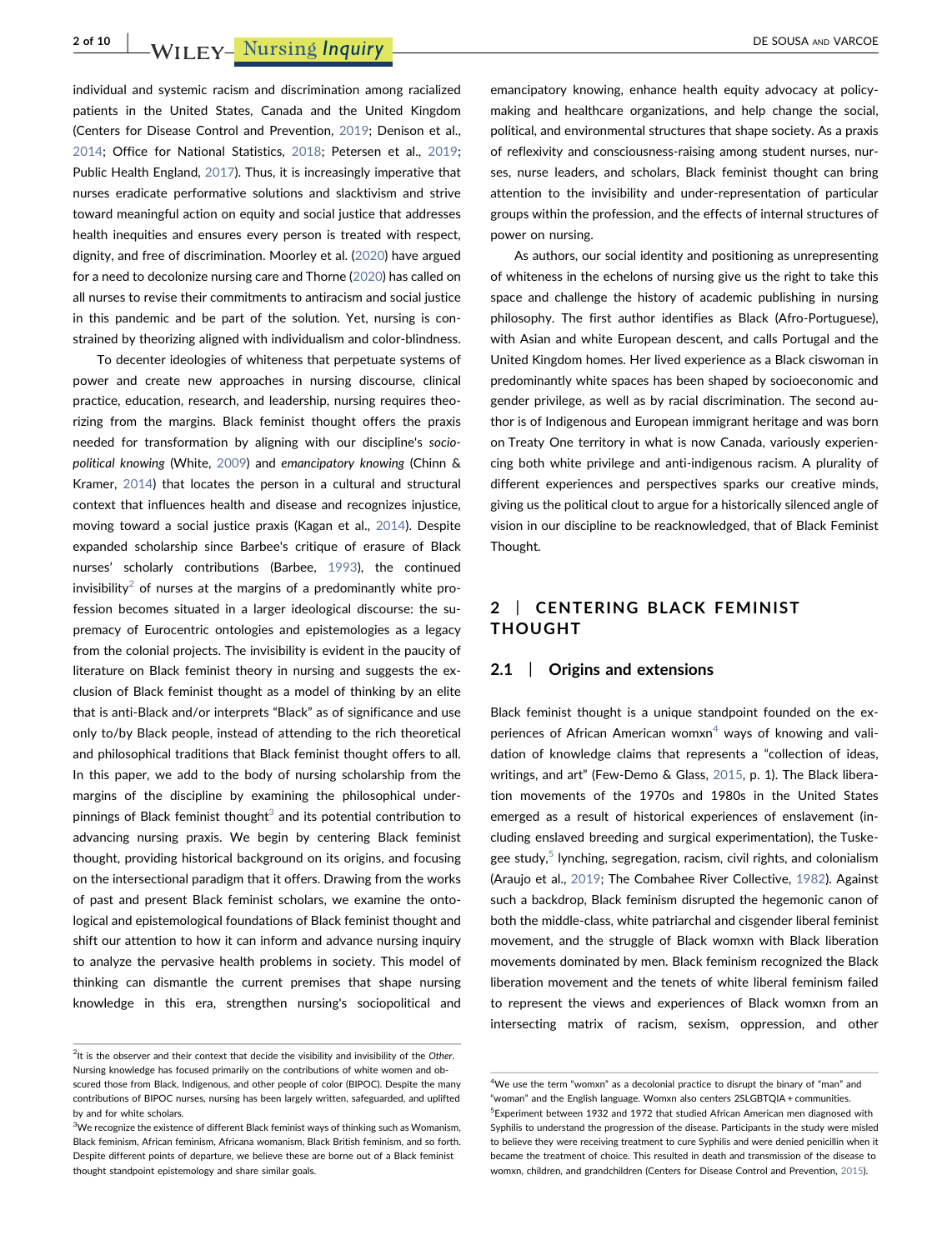individual and systemic racism and discrimination among racialized patients in the United States, Canada and the United Kingdom (Centers for Disease Control and Prevention, 2019; Denison et al., 2014; Office for National Statistics, 2018; Petersen et al., 2019; Public Health England, 2017). Thus, it is increasingly imperative that nurses eradicate performative solutions and slacktivism and strive toward meaningful action on equity and social justice that addresses health inequities and ensures every person is treated with respect, dignity, and free of discrimination. Moorley et al. (2020) have argued for a need to decolonize nursing care and Thorne (2020) has called on all nurses to revise their commitments to antiracism and social justice in this pandemic and be part of the solution. Yet, nursing is constrained by theorizing aligned with individualism and color-blindness.

To decenter ideologies of whiteness that perpetuate systems of power and create new approaches in nursing discourse, clinical practice, education, research, and leadership, nursing requires theorizing from the margins. Black feminist thought offers the praxis needed for transformation by aligning with our discipline's *sociopolitical knowing* (White, 2009) and *emancipatory knowing* (Chinn & Kramer, 2014) that locates the person in a cultural and structural context that influences health and disease and recognizes injustice, moving toward a social justice praxis (Kagan et al., 2014). Despite expanded scholarship since Barbee's critique of erasure of Black nurses' scholarly contributions (Barbee, 1993), the continued invisibility[2] of nurses at the margins of a predominantly white profession becomes situated in a larger ideological discourse: the supremacy of Eurocentric ontologies and epistemologies as a legacy from the colonial projects. The invisibility is evident in the paucity of literature on Black feminist theory in nursing and suggests the exclusion of Black feminist thought as a model of thinking by an elite that is anti-Black and/or interprets "Black" as of significance and use only to/by Black people, instead of attending to the rich theoretical and philosophical traditions that Black feminist thought offers to all. In this paper, we add to the body of nursing scholarship from the margins of the discipline by examining the philosophical underpinnings of Black feminist thought[3] and its potential contribution to advancing nursing praxis. We begin by centering Black feminist thought, providing historical background on its origins, and focusing on the intersectional paradigm that it offers. Drawing from the works of past and present Black feminist scholars, we examine the ontological and epistemological foundations of Black feminist thought and shift our attention to how it can inform and advance nursing inquiry to analyze the pervasive health problems in society. This model of thinking can dismantle the current premises that shape nursing knowledge in this era, strengthen nursing's sociopolitical and emancipatory knowing, enhance health equity advocacy at policymaking and healthcare organizations, and help change the social, political, and environmental structures that shape society. As a praxis of reflexivity and consciousness-raising among student nurses, nurses, nurse leaders, and scholars, Black feminist thought can bring attention to the invisibility and under-representation of particular groups within the profession, and the effects of internal structures of power on nursing.

As authors, our social identity and positioning as unrepresenting of whiteness in the echelons of nursing give us the right to take this space and challenge the history of academic publishing in nursing philosophy. The first author identifies as Black (Afro-Portuguese), with Asian and white European descent, and calls Portugal and the United Kingdom homes. Her lived experience as a Black ciswoman in predominantly white spaces has been shaped by socioeconomic and gender privilege, as well as by racial discrimination. The second author is of Indigenous and European immigrant heritage and was born on Treaty One territory in what is now Canada, variously experiencing both white privilege and anti-indigenous racism. A plurality of different experiences and perspectives sparks our creative minds, giving us the political clout to argue for a historically silenced angle of vision in our discipline to be reacknowledged, that of Black Feminist Thought.

## 2 | CENTERING BLACK FEMINIST THOUGHT

### 2.1 | Origins and extensions

Black feminist thought is a unique standpoint founded on the experiences of African American womxn[4] ways of knowing and validation of knowledge claims that represents a "collection of ideas, writings, and art" (Few-Demo & Glass, 2015, p. 1). The Black liberation movements of the 1970s and 1980s in the United States emerged as a result of historical experiences of enslavement (including enslaved breeding and surgical experimentation), the Tuskegee study,[5] lynching, segregation, racism, civil rights, and colonialism (Araujo et al., 2019; The Combahee River Collective, 1982). Against such a backdrop, Black feminism disrupted the hegemonic canon of both the middle-class, white patriarchal and cisgender liberal feminist movement, and the struggle of Black womxn with Black liberation movements dominated by men. Black feminism recognized the Black liberation movement and the tenets of white liberal feminism failed to represent the views and experiences of Black womxn from an intersecting matrix of racism, sexism, oppression, and other

---

[2]It is the observer and their context that decide the visibility and invisibility of the *Other*. Nursing knowledge has focused primarily on the contributions of white women and obscured those from Black, Indigenous, and other people of color (BIPOC). Despite the many contributions of BIPOC nurses, nursing has been largely written, safeguarded, and uplifted by and for white scholars.

[3]We recognize the existence of different Black feminist ways of thinking such as Womanism, Black feminism, African feminism, Africana womanism, Black British feminism, and so forth. Despite different points of departure, we believe these are borne out of a Black feminist thought standpoint epistemology and share similar goals.

[4]We use the term "womxn" as a decolonial practice to disrupt the binary of "man" and "woman" and the English language. Womxn also centers 2SLGBTQIA + communities.

[5]Experiment between 1932 and 1972 that studied African American men diagnosed with Syphilis to understand the progression of the disease. Participants in the study were misled to believe they were receiving treatment to cure Syphilis and were denied penicillin when it became the treatment of choice. This resulted in death and transmission of the disease to womxn, children, and grandchildren (Centers for Disease Control and Prevention, 2015).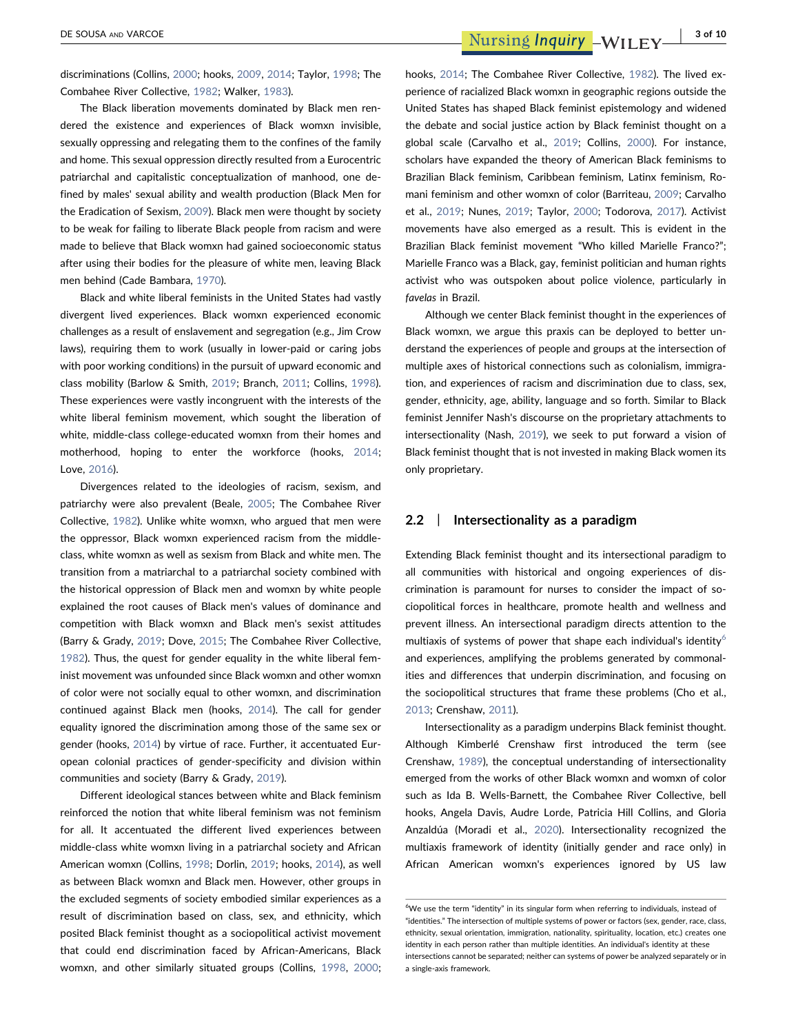discriminations (Collins, 2000; hooks, 2009, 2014; Taylor, 1998; The Combahee River Collective, 1982; Walker, 1983).

The Black liberation movements dominated by Black men rendered the existence and experiences of Black womxn invisible, sexually oppressing and relegating them to the confines of the family and home. This sexual oppression directly resulted from a Eurocentric patriarchal and capitalistic conceptualization of manhood, one defined by males' sexual ability and wealth production (Black Men for the Eradication of Sexism, 2009). Black men were thought by society to be weak for failing to liberate Black people from racism and were made to believe that Black womxn had gained socioeconomic status after using their bodies for the pleasure of white men, leaving Black men behind (Cade Bambara, 1970).

Black and white liberal feminists in the United States had vastly divergent lived experiences. Black womxn experienced economic challenges as a result of enslavement and segregation (e.g., Jim Crow laws), requiring them to work (usually in lower-paid or caring jobs with poor working conditions) in the pursuit of upward economic and class mobility (Barlow & Smith, 2019; Branch, 2011; Collins, 1998). These experiences were vastly incongruent with the interests of the white liberal feminism movement, which sought the liberation of white, middle-class college-educated womxn from their homes and motherhood, hoping to enter the workforce (hooks, 2014; Love, 2016).

Divergences related to the ideologies of racism, sexism, and patriarchy were also prevalent (Beale, 2005; The Combahee River Collective, 1982). Unlike white womxn, who argued that men were the oppressor, Black womxn experienced racism from the middle-class, white womxn as well as sexism from Black and white men. The transition from a matriarchal to a patriarchal society combined with the historical oppression of Black men and womxn by white people explained the root causes of Black men's values of dominance and competition with Black womxn and Black men's sexist attitudes (Barry & Grady, 2019; Dove, 2015; The Combahee River Collective, 1982). Thus, the quest for gender equality in the white liberal feminist movement was unfounded since Black womxn and other womxn of color were not socially equal to other womxn, and discrimination continued against Black men (hooks, 2014). The call for gender equality ignored the discrimination among those of the same sex or gender (hooks, 2014) by virtue of race. Further, it accentuated European colonial practices of gender-specificity and division within communities and society (Barry & Grady, 2019).

Different ideological stances between white and Black feminism reinforced the notion that white liberal feminism was not feminism for all. It accentuated the different lived experiences between middle-class white womxn living in a patriarchal society and African American womxn (Collins, 1998; Dorlin, 2019; hooks, 2014), as well as between Black womxn and Black men. However, other groups in the excluded segments of society embodied similar experiences as a result of discrimination based on class, sex, and ethnicity, which posited Black feminist thought as a sociopolitical activist movement that could end discrimination faced by African-Americans, Black womxn, and other similarly situated groups (Collins, 1998, 2000; hooks, 2014; The Combahee River Collective, 1982). The lived experience of racialized Black womxn in geographic regions outside the United States has shaped Black feminist epistemology and widened the debate and social justice action by Black feminist thought on a global scale (Carvalho et al., 2019; Collins, 2000). For instance, scholars have expanded the theory of American Black feminisms to Brazilian Black feminism, Caribbean feminism, Latinx feminism, Romani feminism and other womxn of color (Barriteau, 2009; Carvalho et al., 2019; Nunes, 2019; Taylor, 2000; Todorova, 2017). Activist movements have also emerged as a result. This is evident in the Brazilian Black feminist movement "Who killed Marielle Franco?"; Marielle Franco was a Black, gay, feminist politician and human rights activist who was outspoken about police violence, particularly in *favelas* in Brazil.

Although we center Black feminist thought in the experiences of Black womxn, we argue this praxis can be deployed to better understand the experiences of people and groups at the intersection of multiple axes of historical connections such as colonialism, immigration, and experiences of racism and discrimination due to class, sex, gender, ethnicity, age, ability, language and so forth. Similar to Black feminist Jennifer Nash's discourse on the proprietary attachments to intersectionality (Nash, 2019), we seek to put forward a vision of Black feminist thought that is not invested in making Black women its only proprietary.

## 2.2 | Intersectionality as a paradigm

Extending Black feminist thought and its intersectional paradigm to all communities with historical and ongoing experiences of discrimination is paramount for nurses to consider the impact of sociopolitical forces in healthcare, promote health and wellness and prevent illness. An intersectional paradigm directs attention to the multiaxis of systems of power that shape each individual's identity[6] and experiences, amplifying the problems generated by commonalities and differences that underpin discrimination, and focusing on the sociopolitical structures that frame these problems (Cho et al., 2013; Crenshaw, 2011).

Intersectionality as a paradigm underpins Black feminist thought. Although Kimberlé Crenshaw first introduced the term (see Crenshaw, 1989), the conceptual understanding of intersectionality emerged from the works of other Black womxn and womxn of color such as Ida B. Wells-Barnett, the Combahee River Collective, bell hooks, Angela Davis, Audre Lorde, Patricia Hill Collins, and Gloria Anzaldúa (Moradi et al., 2020). Intersectionality recognized the multiaxis framework of identity (initially gender and race only) in African American womxn's experiences ignored by US law

[6]We use the term "identity" in its singular form when referring to individuals, instead of "identities." The intersection of multiple systems of power or factors (sex, gender, race, class, ethnicity, sexual orientation, immigration, nationality, spirituality, location, etc.) creates one identity in each person rather than multiple identities. An individual's identity at these intersections cannot be separated; neither can systems of power be analyzed separately or in a single-axis framework.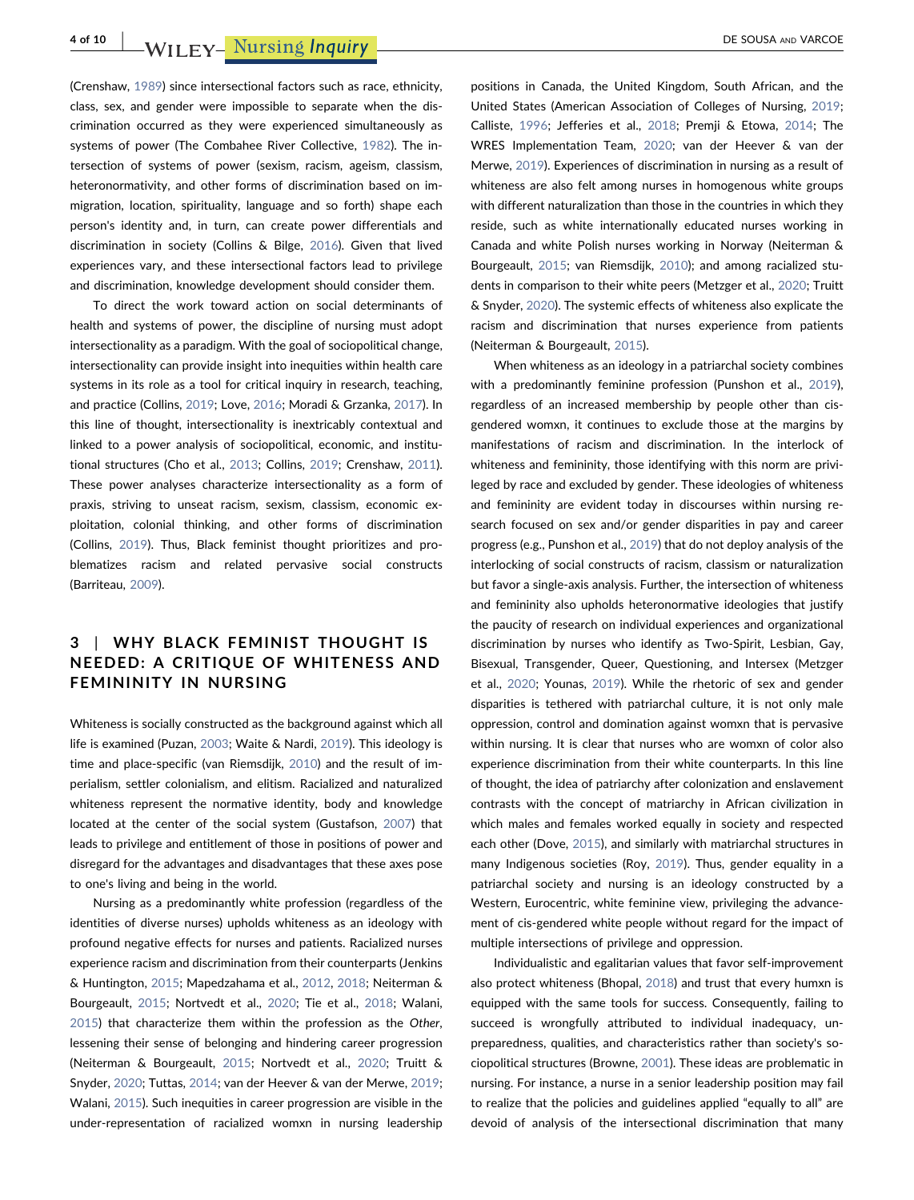(Crenshaw, 1989) since intersectional factors such as race, ethnicity, class, sex, and gender were impossible to separate when the discrimination occurred as they were experienced simultaneously as systems of power (The Combahee River Collective, 1982). The intersection of systems of power (sexism, racism, ageism, classism, heteronormativity, and other forms of discrimination based on immigration, location, spirituality, language and so forth) shape each person's identity and, in turn, can create power differentials and discrimination in society (Collins & Bilge, 2016). Given that lived experiences vary, and these intersectional factors lead to privilege and discrimination, knowledge development should consider them.

To direct the work toward action on social determinants of health and systems of power, the discipline of nursing must adopt intersectionality as a paradigm. With the goal of sociopolitical change, intersectionality can provide insight into inequities within health care systems in its role as a tool for critical inquiry in research, teaching, and practice (Collins, 2019; Love, 2016; Moradi & Grzanka, 2017). In this line of thought, intersectionality is inextricably contextual and linked to a power analysis of sociopolitical, economic, and institutional structures (Cho et al., 2013; Collins, 2019; Crenshaw, 2011). These power analyses characterize intersectionality as a form of praxis, striving to unseat racism, sexism, classism, economic exploitation, colonial thinking, and other forms of discrimination (Collins, 2019). Thus, Black feminist thought prioritizes and problematizes racism and related pervasive social constructs (Barriteau, 2009).

## 3 | WHY BLACK FEMINIST THOUGHT IS NEEDED: A CRITIQUE OF WHITENESS AND FEMININITY IN NURSING

Whiteness is socially constructed as the background against which all life is examined (Puzan, 2003; Waite & Nardi, 2019). This ideology is time and place-specific (van Riemsdijk, 2010) and the result of imperialism, settler colonialism, and elitism. Racialized and naturalized whiteness represent the normative identity, body and knowledge located at the center of the social system (Gustafson, 2007) that leads to privilege and entitlement of those in positions of power and disregard for the advantages and disadvantages that these axes pose to one's living and being in the world.

Nursing as a predominantly white profession (regardless of the identities of diverse nurses) upholds whiteness as an ideology with profound negative effects for nurses and patients. Racialized nurses experience racism and discrimination from their counterparts (Jenkins & Huntington, 2015; Mapedzahama et al., 2012, 2018; Neiterman & Bourgeault, 2015; Nortvedt et al., 2020; Tie et al., 2018; Walani, 2015) that characterize them within the profession as the *Other*, lessening their sense of belonging and hindering career progression (Neiterman & Bourgeault, 2015; Nortvedt et al., 2020; Truitt & Snyder, 2020; Tuttas, 2014; van der Heever & van der Merwe, 2019; Walani, 2015). Such inequities in career progression are visible in the under-representation of racialized womxn in nursing leadership positions in Canada, the United Kingdom, South African, and the United States (American Association of Colleges of Nursing, 2019; Calliste, 1996; Jefferies et al., 2018; Premji & Etowa, 2014; The WRES Implementation Team, 2020; van der Heever & van der Merwe, 2019). Experiences of discrimination in nursing as a result of whiteness are also felt among nurses in homogenous white groups with different naturalization than those in the countries in which they reside, such as white internationally educated nurses working in Canada and white Polish nurses working in Norway (Neiterman & Bourgeault, 2015; van Riemsdijk, 2010); and among racialized students in comparison to their white peers (Metzger et al., 2020; Truitt & Snyder, 2020). The systemic effects of whiteness also explicate the racism and discrimination that nurses experience from patients (Neiterman & Bourgeault, 2015).

When whiteness as an ideology in a patriarchal society combines with a predominantly feminine profession (Punshon et al., 2019), regardless of an increased membership by people other than cis-gendered womxn, it continues to exclude those at the margins by manifestations of racism and discrimination. In the interlock of whiteness and femininity, those identifying with this norm are privileged by race and excluded by gender. These ideologies of whiteness and femininity are evident today in discourses within nursing research focused on sex and/or gender disparities in pay and career progress (e.g., Punshon et al., 2019) that do not deploy analysis of the interlocking of social constructs of racism, classism or naturalization but favor a single-axis analysis. Further, the intersection of whiteness and femininity also upholds heteronormative ideologies that justify the paucity of research on individual experiences and organizational discrimination by nurses who identify as Two-Spirit, Lesbian, Gay, Bisexual, Transgender, Queer, Questioning, and Intersex (Metzger et al., 2020; Younas, 2019). While the rhetoric of sex and gender disparities is tethered with patriarchal culture, it is not only male oppression, control and domination against womxn that is pervasive within nursing. It is clear that nurses who are womxn of color also experience discrimination from their white counterparts. In this line of thought, the idea of patriarchy after colonization and enslavement contrasts with the concept of matriarchy in African civilization in which males and females worked equally in society and respected each other (Dove, 2015), and similarly with matriarchal structures in many Indigenous societies (Roy, 2019). Thus, gender equality in a patriarchal society and nursing is an ideology constructed by a Western, Eurocentric, white feminine view, privileging the advancement of cis-gendered white people without regard for the impact of multiple intersections of privilege and oppression.

Individualistic and egalitarian values that favor self-improvement also protect whiteness (Bhopal, 2018) and trust that every humxn is equipped with the same tools for success. Consequently, failing to succeed is wrongfully attributed to individual inadequacy, unpreparedness, qualities, and characteristics rather than society's sociopolitical structures (Browne, 2001). These ideas are problematic in nursing. For instance, a nurse in a senior leadership position may fail to realize that the policies and guidelines applied "equally to all" are devoid of analysis of the intersectional discrimination that many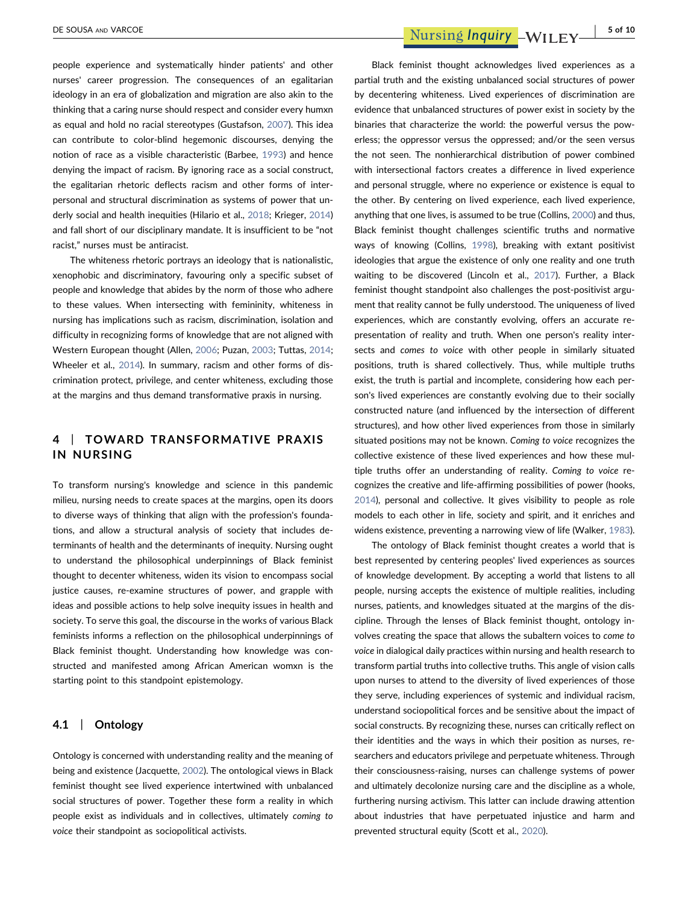people experience and systematically hinder patients' and other nurses' career progression. The consequences of an egalitarian ideology in an era of globalization and migration are also akin to the thinking that a caring nurse should respect and consider every humxn as equal and hold no racial stereotypes (Gustafson, 2007). This idea can contribute to color-blind hegemonic discourses, denying the notion of race as a visible characteristic (Barbee, 1993) and hence denying the impact of racism. By ignoring race as a social construct, the egalitarian rhetoric deflects racism and other forms of interpersonal and structural discrimination as systems of power that underly social and health inequities (Hilario et al., 2018; Krieger, 2014) and fall short of our disciplinary mandate. It is insufficient to be "not racist," nurses must be antiracist.

The whiteness rhetoric portrays an ideology that is nationalistic, xenophobic and discriminatory, favouring only a specific subset of people and knowledge that abides by the norm of those who adhere to these values. When intersecting with femininity, whiteness in nursing has implications such as racism, discrimination, isolation and difficulty in recognizing forms of knowledge that are not aligned with Western European thought (Allen, 2006; Puzan, 2003; Tuttas, 2014; Wheeler et al., 2014). In summary, racism and other forms of discrimination protect, privilege, and center whiteness, excluding those at the margins and thus demand transformative praxis in nursing.

## 4 | TOWARD TRANSFORMATIVE PRAXIS IN NURSING

To transform nursing's knowledge and science in this pandemic milieu, nursing needs to create spaces at the margins, open its doors to diverse ways of thinking that align with the profession's foundations, and allow a structural analysis of society that includes determinants of health and the determinants of inequity. Nursing ought to understand the philosophical underpinnings of Black feminist thought to decenter whiteness, widen its vision to encompass social justice causes, re-examine structures of power, and grapple with ideas and possible actions to help solve inequity issues in health and society. To serve this goal, the discourse in the works of various Black feminists informs a reflection on the philosophical underpinnings of Black feminist thought. Understanding how knowledge was constructed and manifested among African American womxn is the starting point to this standpoint epistemology.

### 4.1 | Ontology

Ontology is concerned with understanding reality and the meaning of being and existence (Jacquette, 2002). The ontological views in Black feminist thought see lived experience intertwined with unbalanced social structures of power. Together these form a reality in which people exist as individuals and in collectives, ultimately *coming to voice* their standpoint as sociopolitical activists.

Black feminist thought acknowledges lived experiences as a partial truth and the existing unbalanced social structures of power by decentering whiteness. Lived experiences of discrimination are evidence that unbalanced structures of power exist in society by the binaries that characterize the world: the powerful versus the powerless; the oppressor versus the oppressed; and/or the seen versus the not seen. The nonhierarchical distribution of power combined with intersectional factors creates a difference in lived experience and personal struggle, where no experience or existence is equal to the other. By centering on lived experience, each lived experience, anything that one lives, is assumed to be true (Collins, 2000) and thus, Black feminist thought challenges scientific truths and normative ways of knowing (Collins, 1998), breaking with extant positivist ideologies that argue the existence of only one reality and one truth waiting to be discovered (Lincoln et al., 2017). Further, a Black feminist thought standpoint also challenges the post-positivist argument that reality cannot be fully understood. The uniqueness of lived experiences, which are constantly evolving, offers an accurate representation of reality and truth. When one person's reality intersects and *comes to voice* with other people in similarly situated positions, truth is shared collectively. Thus, while multiple truths exist, the truth is partial and incomplete, considering how each person's lived experiences are constantly evolving due to their socially constructed nature (and influenced by the intersection of different structures), and how other lived experiences from those in similarly situated positions may not be known. *Coming to voice* recognizes the collective existence of these lived experiences and how these multiple truths offer an understanding of reality. *Coming to voice* recognizes the creative and life-affirming possibilities of power (hooks, 2014), personal and collective. It gives visibility to people as role models to each other in life, society and spirit, and it enriches and widens existence, preventing a narrowing view of life (Walker, 1983).

The ontology of Black feminist thought creates a world that is best represented by centering peoples' lived experiences as sources of knowledge development. By accepting a world that listens to all people, nursing accepts the existence of multiple realities, including nurses, patients, and knowledges situated at the margins of the discipline. Through the lenses of Black feminist thought, ontology involves creating the space that allows the subaltern voices to *come to voice* in dialogical daily practices within nursing and health research to transform partial truths into collective truths. This angle of vision calls upon nurses to attend to the diversity of lived experiences of those they serve, including experiences of systemic and individual racism, understand sociopolitical forces and be sensitive about the impact of social constructs. By recognizing these, nurses can critically reflect on their identities and the ways in which their position as nurses, researchers and educators privilege and perpetuate whiteness. Through their consciousness-raising, nurses can challenge systems of power and ultimately decolonize nursing care and the discipline as a whole, furthering nursing activism. This latter can include drawing attention about industries that have perpetuated injustice and harm and prevented structural equity (Scott et al., 2020).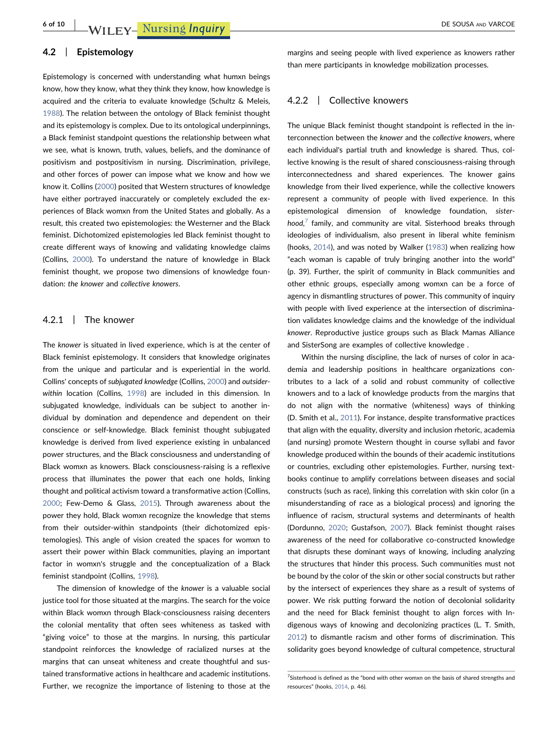## 4.2 | Epistemology

Epistemology is concerned with understanding what humxn beings know, how they know, what they think they know, how knowledge is acquired and the criteria to evaluate knowledge (Schultz & Meleis, 1988). The relation between the ontology of Black feminist thought and its epistemology is complex. Due to its ontological underpinnings, a Black feminist standpoint questions the relationship between what we see, what is known, truth, values, beliefs, and the dominance of positivism and postpositivism in nursing. Discrimination, privilege, and other forces of power can impose what we know and how we know it. Collins (2000) posited that Western structures of knowledge have either portrayed inaccurately or completely excluded the experiences of Black womxn from the United States and globally. As a result, this created two epistemologies: the Westerner and the Black feminist. Dichotomized epistemologies led Black feminist thought to create different ways of knowing and validating knowledge claims (Collins, 2000). To understand the nature of knowledge in Black feminist thought, we propose two dimensions of knowledge foundation: *the knower* and *collective knowers*.

### 4.2.1 | The knower

The *knower* is situated in lived experience, which is at the center of Black feminist epistemology. It considers that knowledge originates from the unique and particular and is experiential in the world. Collins' concepts of *subjugated knowledge* (Collins, 2000) and *outsider-within* location (Collins, 1998) are included in this dimension. In subjugated knowledge, individuals can be subject to another individual by domination and dependence and dependent on their conscience or self-knowledge. Black feminist thought subjugated knowledge is derived from lived experience existing in unbalanced power structures, and the Black consciousness and understanding of Black womxn as knowers. Black consciousness-raising is a reflexive process that illuminates the power that each one holds, linking thought and political activism toward a transformative action (Collins, 2000; Few-Demo & Glass, 2015). Through awareness about the power they hold, Black womxn recognize the knowledge that stems from their outsider-within standpoints (their dichotomized epistemologies). This angle of vision created the spaces for womxn to assert their power within Black communities, playing an important factor in womxn's struggle and the conceptualization of a Black feminist standpoint (Collins, 1998).

The dimension of knowledge of the *knower* is a valuable social justice tool for those situated at the margins. The search for the voice within Black womxn through Black-consciousness raising decenters the colonial mentality that often sees whiteness as tasked with "giving voice" to those at the margins. In nursing, this particular standpoint reinforces the knowledge of racialized nurses at the margins that can unseat whiteness and create thoughtful and sustained transformative actions in healthcare and academic institutions. Further, we recognize the importance of listening to those at the margins and seeing people with lived experience as knowers rather than mere participants in knowledge mobilization processes.

### 4.2.2 | Collective knowers

The unique Black feminist thought standpoint is reflected in the interconnection between the *knower* and the *collective knowers*, where each individual's partial truth and knowledge is shared. Thus, collective knowing is the result of shared consciousness-raising through interconnectedness and shared experiences. The knower gains knowledge from their lived experience, while the collective knowers represent a community of people with lived experience. In this epistemological dimension of knowledge foundation, *sisterhood*,[7] family, and community are vital. Sisterhood breaks through ideologies of individualism, also present in liberal white feminism (hooks, 2014), and was noted by Walker (1983) when realizing how "each woman is capable of truly bringing another into the world" (p. 39). Further, the spirit of community in Black communities and other ethnic groups, especially among womxn can be a force of agency in dismantling structures of power. This community of inquiry with people with lived experience at the intersection of discrimination validates knowledge claims and the knowledge of the individual *knower*. Reproductive justice groups such as Black Mamas Alliance and SisterSong are examples of collective knowledge .

Within the nursing discipline, the lack of nurses of color in academia and leadership positions in healthcare organizations contributes to a lack of a solid and robust community of collective knowers and to a lack of knowledge products from the margins that do not align with the normative (whiteness) ways of thinking (D. Smith et al., 2011). For instance, despite transformative practices that align with the equality, diversity and inclusion rhetoric, academia (and nursing) promote Western thought in course syllabi and favor knowledge produced within the bounds of their academic institutions or countries, excluding other epistemologies. Further, nursing textbooks continue to amplify correlations between diseases and social constructs (such as race), linking this correlation with skin color (in a misunderstanding of race as a biological process) and ignoring the influence of racism, structural systems and determinants of health (Dordunno, 2020; Gustafson, 2007). Black feminist thought raises awareness of the need for collaborative co-constructed knowledge that disrupts these dominant ways of knowing, including analyzing the structures that hinder this process. Such communities must not be bound by the color of the skin or other social constructs but rather by the intersect of experiences they share as a result of systems of power. We risk putting forward the notion of decolonial solidarity and the need for Black feminist thought to align forces with Indigenous ways of knowing and decolonizing practices (L. T. Smith, 2012) to dismantle racism and other forms of discrimination. This solidarity goes beyond knowledge of cultural competence, structural

[7] Sisterhood is defined as the "bond with other womxn on the basis of shared strengths and resources" (hooks, 2014, p. 46).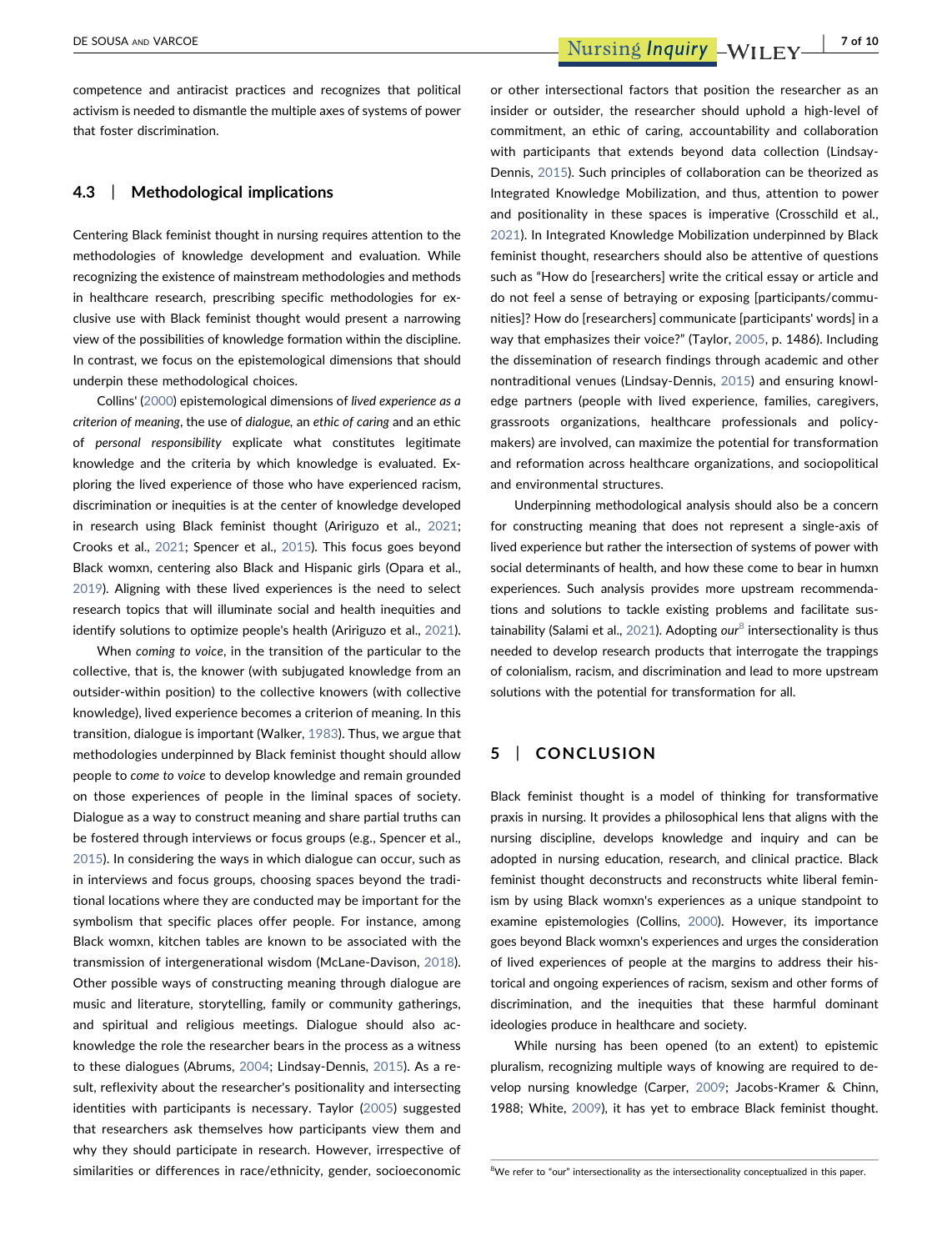competence and antiracist practices and recognizes that political activism is needed to dismantle the multiple axes of systems of power that foster discrimination.

### 4.3 | Methodological implications

Centering Black feminist thought in nursing requires attention to the methodologies of knowledge development and evaluation. While recognizing the existence of mainstream methodologies and methods in healthcare research, prescribing specific methodologies for exclusive use with Black feminist thought would present a narrowing view of the possibilities of knowledge formation within the discipline. In contrast, we focus on the epistemological dimensions that should underpin these methodological choices.

Collins' (2000) epistemological dimensions of *lived experience as a criterion of meaning*, the use of *dialogue*, an *ethic of caring* and an ethic of *personal responsibility* explicate what constitutes legitimate knowledge and the criteria by which knowledge is evaluated. Exploring the lived experience of those who have experienced racism, discrimination or inequities is at the center of knowledge developed in research using Black feminist thought (Aririguzo et al., 2021; Crooks et al., 2021; Spencer et al., 2015). This focus goes beyond Black womxn, centering also Black and Hispanic girls (Opara et al., 2019). Aligning with these lived experiences is the need to select research topics that will illuminate social and health inequities and identify solutions to optimize people's health (Aririguzo et al., 2021).

When *coming to voice*, in the transition of the particular to the collective, that is, the knower (with subjugated knowledge from an outsider-within position) to the collective knowers (with collective knowledge), lived experience becomes a criterion of meaning. In this transition, dialogue is important (Walker, 1983). Thus, we argue that methodologies underpinned by Black feminist thought should allow people to *come to voice* to develop knowledge and remain grounded on those experiences of people in the liminal spaces of society. Dialogue as a way to construct meaning and share partial truths can be fostered through interviews or focus groups (e.g., Spencer et al., 2015). In considering the ways in which dialogue can occur, such as in interviews and focus groups, choosing spaces beyond the traditional locations where they are conducted may be important for the symbolism that specific places offer people. For instance, among Black womxn, kitchen tables are known to be associated with the transmission of intergenerational wisdom (McLane-Davison, 2018). Other possible ways of constructing meaning through dialogue are music and literature, storytelling, family or community gatherings, and spiritual and religious meetings. Dialogue should also acknowledge the role the researcher bears in the process as a witness to these dialogues (Abrums, 2004; Lindsay-Dennis, 2015). As a result, reflexivity about the researcher's positionality and intersecting identities with participants is necessary. Taylor (2005) suggested that researchers ask themselves how participants view them and why they should participate in research. However, irrespective of similarities or differences in race/ethnicity, gender, socioeconomic or other intersectional factors that position the researcher as an insider or outsider, the researcher should uphold a high-level of commitment, an ethic of caring, accountability and collaboration with participants that extends beyond data collection (Lindsay-Dennis, 2015). Such principles of collaboration can be theorized as Integrated Knowledge Mobilization, and thus, attention to power and positionality in these spaces is imperative (Crosschild et al., 2021). In Integrated Knowledge Mobilization underpinned by Black feminist thought, researchers should also be attentive of questions such as "How do [researchers] write the critical essay or article and do not feel a sense of betraying or exposing [participants/communities]? How do [researchers] communicate [participants' words] in a way that emphasizes their voice?" (Taylor, 2005, p. 1486). Including the dissemination of research findings through academic and other nontraditional venues (Lindsay-Dennis, 2015) and ensuring knowledge partners (people with lived experience, families, caregivers, grassroots organizations, healthcare professionals and policymakers) are involved, can maximize the potential for transformation and reformation across healthcare organizations, and sociopolitical and environmental structures.

Underpinning methodological analysis should also be a concern for constructing meaning that does not represent a single-axis of lived experience but rather the intersection of systems of power with social determinants of health, and how these come to bear in humxn experiences. Such analysis provides more upstream recommendations and solutions to tackle existing problems and facilitate sustainability (Salami et al., 2021). Adopting *our*[8] intersectionality is thus needed to develop research products that interrogate the trappings of colonialism, racism, and discrimination and lead to more upstream solutions with the potential for transformation for all.

## 5 | CONCLUSION

Black feminist thought is a model of thinking for transformative praxis in nursing. It provides a philosophical lens that aligns with the nursing discipline, develops knowledge and inquiry and can be adopted in nursing education, research, and clinical practice. Black feminist thought deconstructs and reconstructs white liberal feminism by using Black womxn's experiences as a unique standpoint to examine epistemologies (Collins, 2000). However, its importance goes beyond Black womxn's experiences and urges the consideration of lived experiences of people at the margins to address their historical and ongoing experiences of racism, sexism and other forms of discrimination, and the inequities that these harmful dominant ideologies produce in healthcare and society.

While nursing has been opened (to an extent) to epistemic pluralism, recognizing multiple ways of knowing are required to develop nursing knowledge (Carper, 2009; Jacobs-Kramer & Chinn, 1988; White, 2009), it has yet to embrace Black feminist thought.

[8]We refer to "our" intersectionality as the intersectionality conceptualized in this paper.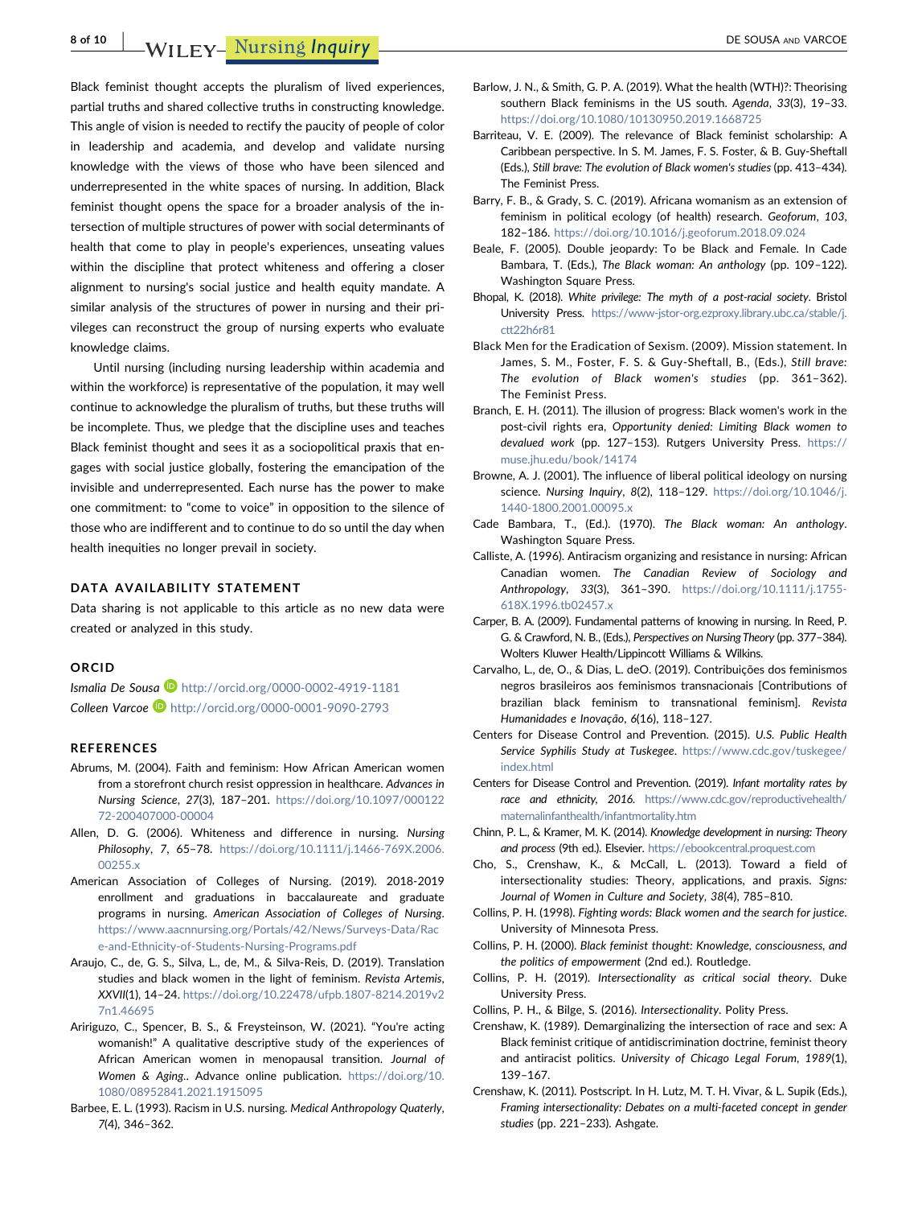Black feminist thought accepts the pluralism of lived experiences, partial truths and shared collective truths in constructing knowledge. This angle of vision is needed to rectify the paucity of people of color in leadership and academia, and develop and validate nursing knowledge with the views of those who have been silenced and underrepresented in the white spaces of nursing. In addition, Black feminist thought opens the space for a broader analysis of the intersection of multiple structures of power with social determinants of health that come to play in people's experiences, unseating values within the discipline that protect whiteness and offering a closer alignment to nursing's social justice and health equity mandate. A similar analysis of the structures of power in nursing and their privileges can reconstruct the group of nursing experts who evaluate knowledge claims.

Until nursing (including nursing leadership within academia and within the workforce) is representative of the population, it may well continue to acknowledge the pluralism of truths, but these truths will be incomplete. Thus, we pledge that the discipline uses and teaches Black feminist thought and sees it as a sociopolitical praxis that engages with social justice globally, fostering the emancipation of the invisible and underrepresented. Each nurse has the power to make one commitment: to "come to voice" in opposition to the silence of those who are indifferent and to continue to do so until the day when health inequities no longer prevail in society.

## DATA AVAILABILITY STATEMENT

Data sharing is not applicable to this article as no new data were created or analyzed in this study.

## ORCID

*Ismalia De Sousa* http://orcid.org/0000-0002-4919-1181
*Colleen Varcoe* http://orcid.org/0000-0001-9090-2793

## REFERENCES

Abrums, M. (2004). Faith and feminism: How African American women from a storefront church resist oppression in healthcare. *Advances in Nursing Science*, *27*(3), 187–201. https://doi.org/10.1097/00012272-200407000-00004

Allen, D. G. (2006). Whiteness and difference in nursing. *Nursing Philosophy*, *7*, 65–78. https://doi.org/10.1111/j.1466-769X.2006.00255.x

American Association of Colleges of Nursing. (2019). 2018-2019 enrollment and graduations in baccalaureate and graduate programs in nursing. *American Association of Colleges of Nursing*. https://www.aacnnursing.org/Portals/42/News/Surveys-Data/Race-and-Ethnicity-of-Students-Nursing-Programs.pdf

Araujo, C., de, G. S., Silva, L., de, M., & Silva-Reis, D. (2019). Translation studies and black women in the light of feminism. *Revista Artemis*, *XXVII*(1), 14–24. https://doi.org/10.22478/ufpb.1807-8214.2019v27n1.46695

Aririguzo, C., Spencer, B. S., & Freysteinson, W. (2021). "You're acting womanish!" A qualitative descriptive study of the experiences of African American women in menopausal transition. *Journal of Women & Aging*. Advance online publication. https://doi.org/10.1080/08952841.2021.1915095

Barbee, E. L. (1993). Racism in U.S. nursing. *Medical Anthropology Quaterly*, *7*(4), 346–362.

Barlow, J. N., & Smith, G. P. A. (2019). What the health (WTH)?: Theorising southern Black feminisms in the US south. *Agenda*, *33*(3), 19–33. https://doi.org/10.1080/10130950.2019.1668725

Barriteau, V. E. (2009). The relevance of Black feminist scholarship: A Caribbean perspective. In S. M. James, F. S. Foster, & B. Guy-Sheftall (Eds.), *Still brave: The evolution of Black women's studies* (pp. 413–434). The Feminist Press.

Barry, F. B., & Grady, S. C. (2019). Africana womanism as an extension of feminism in political ecology (of health) research. *Geoforum*, *103*, 182–186. https://doi.org/10.1016/j.geoforum.2018.09.024

Beale, F. (2005). Double jeopardy: To be Black and Female. In Cade Bambara, T. (Eds.), *The Black woman: An anthology* (pp. 109–122). Washington Square Press.

Bhopal, K. (2018). *White privilege: The myth of a post-racial society*. Bristol University Press. https://www-jstor-org.ezproxy.library.ubc.ca/stable/j.ctt22h6r81

Black Men for the Eradication of Sexism. (2009). Mission statement. In James, S. M., Foster, F. S. & Guy-Sheftall, B., (Eds.), *Still brave: The evolution of Black women's studies* (pp. 361–362). The Feminist Press.

Branch, E. H. (2011). The illusion of progress: Black women's work in the post-civil rights era, *Opportunity denied: Limiting Black women to devalued work* (pp. 127–153). Rutgers University Press. https://muse.jhu.edu/book/14174

Browne, A. J. (2001). The influence of liberal political ideology on nursing science. *Nursing Inquiry*, *8*(2), 118–129. https://doi.org/10.1046/j.1440-1800.2001.00095.x

Cade Bambara, T., (Ed.). (1970). *The Black woman: An anthology*. Washington Square Press.

Calliste, A. (1996). Antiracism organizing and resistance in nursing: African Canadian women. *The Canadian Review of Sociology and Anthropology*, *33*(3), 361–390. https://doi.org/10.1111/j.1755-618X.1996.tb02457.x

Carper, B. A. (2009). Fundamental patterns of knowing in nursing. In Reed, P. G. & Crawford, N. B., (Eds.), *Perspectives on Nursing Theory* (pp. 377–384). Wolters Kluwer Health/Lippincott Williams & Wilkins.

Carvalho, L., de, O., & Dias, L. deO. (2019). Contribuições dos feminismos negros brasileiros aos feminismos transnacionais [Contributions of brazilian black feminism to transnational feminism]. *Revista Humanidades e Inovação*, *6*(16), 118–127.

Centers for Disease Control and Prevention. (2015). *U.S. Public Health Service Syphilis Study at Tuskegee*. https://www.cdc.gov/tuskegee/index.html

Centers for Disease Control and Prevention. (2019). *Infant mortality rates by race and ethnicity, 2016*. https://www.cdc.gov/reproductivehealth/maternalinfanthealth/infantmortality.htm

Chinn, P. L., & Kramer, M. K. (2014). *Knowledge development in nursing: Theory and process* (9th ed.). Elsevier. https://ebookcentral.proquest.com

Cho, S., Crenshaw, K., & McCall, L. (2013). Toward a field of intersectionality studies: Theory, applications, and praxis. *Signs: Journal of Women in Culture and Society*, *38*(4), 785–810.

Collins, P. H. (1998). *Fighting words: Black women and the search for justice*. University of Minnesota Press.

Collins, P. H. (2000). *Black feminist thought: Knowledge, consciousness, and the politics of empowerment* (2nd ed.). Routledge.

Collins, P. H. (2019). *Intersectionality as critical social theory*. Duke University Press.

Collins, P. H., & Bilge, S. (2016). *Intersectionality*. Polity Press.

Crenshaw, K. (1989). Demarginalizing the intersection of race and sex: A Black feminist critique of antidiscrimination doctrine, feminist theory and antiracist politics. *University of Chicago Legal Forum*, *1989*(1), 139–167.

Crenshaw, K. (2011). Postscript. In H. Lutz, M. T. H. Vivar, & L. Supik (Eds.), *Framing intersectionality: Debates on a multi-faceted concept in gender studies* (pp. 221–233). Ashgate.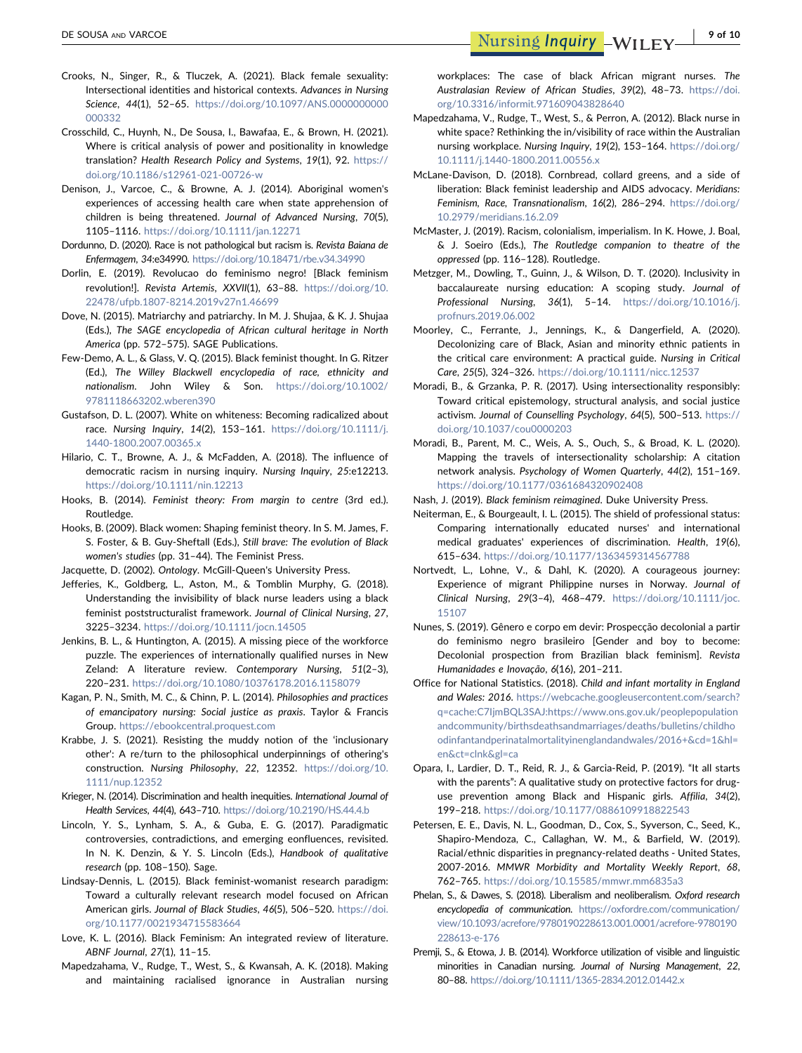Crooks, N., Singer, R., & Tluczek, A. (2021). Black female sexuality: Intersectional identities and historical contexts. *Advances in Nursing Science*, *44*(1), 52–65. https://doi.org/10.1097/ANS.0000000000000332

Crosschild, C., Huynh, N., De Sousa, I., Bawafaa, E., & Brown, H. (2021). Where is critical analysis of power and positionality in knowledge translation? *Health Research Policy and Systems*, *19*(1), 92. https://doi.org/10.1186/s12961-021-00726-w

Denison, J., Varcoe, C., & Browne, A. J. (2014). Aboriginal women's experiences of accessing health care when state apprehension of children is being threatened. *Journal of Advanced Nursing*, *70*(5), 1105–1116. https://doi.org/10.1111/jan.12271

Dordunno, D. (2020). Race is not pathological but racism is. *Revista Baiana de Enfermagem*, *34*:e34990. https://doi.org/10.18471/rbe.v34.34990

Dorlin, E. (2019). Revolucao do feminismo negro! [Black feminism revolution!]. *Revista Artemis*, *XXVII*(1), 63–88. https://doi.org/10.22478/ufpb.1807-8214.2019v27n1.46699

Dove, N. (2015). Matriarchy and patriarchy. In M. J. Shujaa, & K. J. Shujaa (Eds.), *The SAGE encyclopedia of African cultural heritage in North America* (pp. 572–575). SAGE Publications.

Few-Demo, A. L., & Glass, V. Q. (2015). Black feminist thought. In G. Ritzer (Ed.), *The Willey Blackwell encyclopedia of race, ethnicity and nationalism*. John Wiley & Son. https://doi.org/10.1002/9781118663202.wberen390

Gustafson, D. L. (2007). White on whiteness: Becoming radicalized about race. *Nursing Inquiry*, *14*(2), 153–161. https://doi.org/10.1111/j.1440-1800.2007.00365.x

Hilario, C. T., Browne, A. J., & McFadden, A. (2018). The influence of democratic racism in nursing inquiry. *Nursing Inquiry*, *25*:e12213. https://doi.org/10.1111/nin.12213

Hooks, B. (2014). *Feminist theory: From margin to centre* (3rd ed.). Routledge.

Hooks, B. (2009). Black women: Shaping feminist theory. In S. M. James, F. S. Foster, & B. Guy-Sheftall (Eds.), *Still brave: The evolution of Black women's studies* (pp. 31–44). The Feminist Press.

Jacquette, D. (2002). *Ontology*. McGill-Queen's University Press.

Jefferies, K., Goldberg, L., Aston, M., & Tomblin Murphy, G. (2018). Understanding the invisibility of black nurse leaders using a black feminist poststructuralist framework. *Journal of Clinical Nursing*, *27*, 3225–3234. https://doi.org/10.1111/jocn.14505

Jenkins, B. L., & Huntington, A. (2015). A missing piece of the workforce puzzle. The experiences of internationally qualified nurses in New Zeland: A literature review. *Contemporary Nursing*, *51*(2–3), 220–231. https://doi.org/10.1080/10376178.2016.1158079

Kagan, P. N., Smith, M. C., & Chinn, P. L. (2014). *Philosophies and practices of emancipatory nursing: Social justice as praxis*. Taylor & Francis Group. https://ebookcentral.proquest.com

Krabbe, J. S. (2021). Resisting the muddy notion of the 'inclusionary other': A re/turn to the philosophical underpinnings of othering's construction. *Nursing Philosophy*, *22*, 12352. https://doi.org/10.1111/nup.12352

Krieger, N. (2014). Discrimination and health inequities. *International Journal of Health Services*, *44*(4), 643–710. https://doi.org/10.2190/HS.44.4.b

Lincoln, Y. S., Lynham, S. A., & Guba, E. G. (2017). Paradigmatic controversies, contradictions, and emerging eonfluences, revisited. In N. K. Denzin, & Y. S. Lincoln (Eds.), *Handbook of qualitative research* (pp. 108–150). Sage.

Lindsay-Dennis, L. (2015). Black feminist-womanist research paradigm: Toward a culturally relevant research model focused on African American girls. *Journal of Black Studies*, *46*(5), 506–520. https://doi.org/10.1177/0021934715583664

Love, K. L. (2016). Black Feminism: An integrated review of literature. *ABNF Journal*, *27*(1), 11–15.

Mapedzahama, V., Rudge, T., West, S., & Kwansah, A. K. (2018). Making and maintaining racialised ignorance in Australian nursing workplaces: The case of black African migrant nurses. *The Australasian Review of African Studies*, *39*(2), 48–73. https://doi.org/10.3316/informit.971609043828640

Mapedzahama, V., Rudge, T., West, S., & Perron, A. (2012). Black nurse in white space? Rethinking the in/visibility of race within the Australian nursing workplace. *Nursing Inquiry*, *19*(2), 153–164. https://doi.org/10.1111/j.1440-1800.2011.00556.x

McLane-Davison, D. (2018). Cornbread, collard greens, and a side of liberation: Black feminist leadership and AIDS advocacy. *Meridians: Feminism, Race, Transnationalism*, *16*(2), 286–294. https://doi.org/10.2979/meridians.16.2.09

McMaster, J. (2019). Racism, colonialism, imperialism. In K. Howe, J. Boal, & J. Soeiro (Eds.), *The Routledge companion to theatre of the oppressed* (pp. 116–128). Routledge.

Metzger, M., Dowling, T., Guinn, J., & Wilson, D. T. (2020). Inclusivity in baccalaureate nursing education: A scoping study. *Journal of Professional Nursing*, *36*(1), 5–14. https://doi.org/10.1016/j.profnurs.2019.06.002

Moorley, C., Ferrante, J., Jennings, K., & Dangerfield, A. (2020). Decolonizing care of Black, Asian and minority ethnic patients in the critical care environment: A practical guide. *Nursing in Critical Care*, *25*(5), 324–326. https://doi.org/10.1111/nicc.12537

Moradi, B., & Grzanka, P. R. (2017). Using intersectionality responsibly: Toward critical epistemology, structural analysis, and social justice activism. *Journal of Counselling Psychology*, *64*(5), 500–513. https://doi.org/10.1037/cou0000203

Moradi, B., Parent, M. C., Weis, A. S., Ouch, S., & Broad, K. L. (2020). Mapping the travels of intersectionality scholarship: A citation network analysis. *Psychology of Women Quarterly*, *44*(2), 151–169. https://doi.org/10.1177/0361684320902408

Nash, J. (2019). *Black feminism reimagined*. Duke University Press.

Neiterman, E., & Bourgeault, I. L. (2015). The shield of professional status: Comparing internationally educated nurses' and international medical graduates' experiences of discrimination. *Health*, *19*(6), 615–634. https://doi.org/10.1177/1363459314567788

Nortvedt, L., Lohne, V., & Dahl, K. (2020). A courageous journey: Experience of migrant Philippine nurses in Norway. *Journal of Clinical Nursing*, *29*(3–4), 468–479. https://doi.org/10.1111/jocn.15107

Nunes, S. (2019). Gênero e corpo em devir: Prospecção decolonial a partir do feminismo negro brasileiro [Gender and boy to become: Decolonial prospection from Brazilian black feminism]. *Revista Humanidades e Inovação*, *6*(16), 201–211.

Office for National Statistics. (2018). *Child and infant mortality in England and Wales: 2016*. https://webcache.googleusercontent.com/search?q=cache:C7ljmBQL3SAJ:https://www.ons.gov.uk/peoplepopulationandcommunity/birthsdeathsandmarriages/deaths/bulletins/childhoodinfantandperinatalmortalityinenglandandwales/2016+&cd=1&hl=en&ct=clnk&gl=ca

Opara, I., Lardier, D. T., Reid, R. J., & Garcia-Reid, P. (2019). "It all starts with the parents": A qualitative study on protective factors for drug-use prevention among Black and Hispanic girls. *Affilia*, *34*(2), 199–218. https://doi.org/10.1177/0886109918822543

Petersen, E. E., Davis, N. L., Goodman, D., Cox, S., Syverson, C., Seed, K., Shapiro-Mendoza, C., Callaghan, W. M., & Barfield, W. (2019). Racial/ethnic disparities in pregnancy-related deaths - United States, 2007-2016. *MMWR Morbidity and Mortality Weekly Report*, *68*, 762–765. https://doi.org/10.15585/mmwr.mm6835a3

Phelan, S., & Dawes, S. (2018). Liberalism and neoliberalism. *Oxford research encyclopedia of communication*. https://oxfordre.com/communication/view/10.1093/acrefore/9780190228613.001.0001/acrefore-9780190228613-e-176

Premji, S., & Etowa, J. B. (2014). Workforce utilization of visible and linguistic minorities in Canadian nursing. *Journal of Nursing Management*, *22*, 80–88. https://doi.org/10.1111/1365-2834.2012.01442.x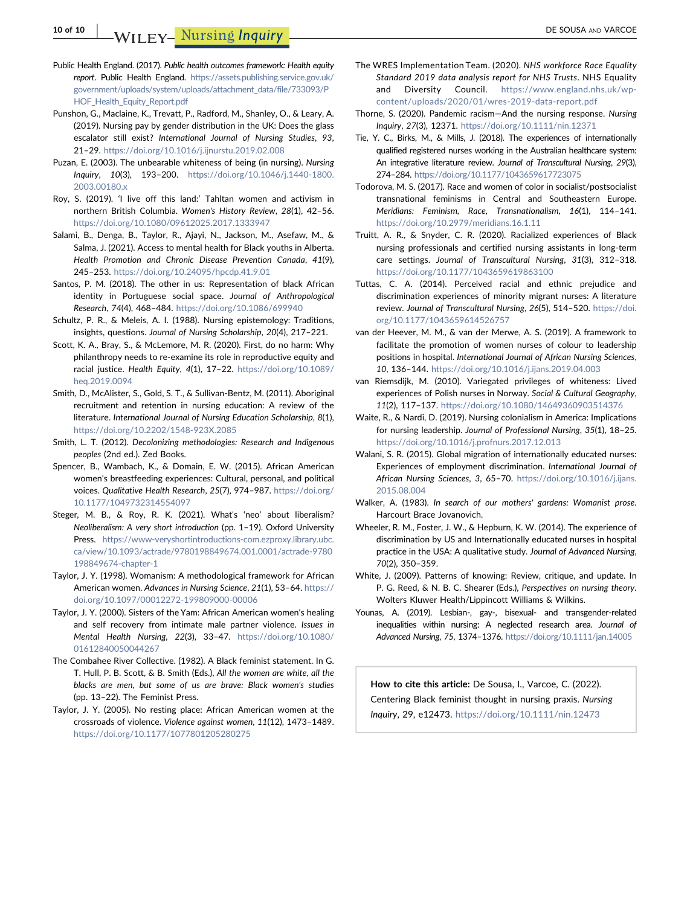Public Health England. (2017). *Public health outcomes framework: Health equity report*. Public Health England. https://assets.publishing.service.gov.uk/government/uploads/system/uploads/attachment_data/file/733093/PHOF_Health_Equity_Report.pdf

Punshon, G., Maclaine, K., Trevatt, P., Radford, M., Shanley, O., & Leary, A. (2019). Nursing pay by gender distribution in the UK: Does the glass escalator still exist? *International Journal of Nursing Studies*, *93*, 21–29. https://doi.org/10.1016/j.ijnurstu.2019.02.008

Puzan, E. (2003). The unbearable whiteness of being (in nursing). *Nursing Inquiry*, *10*(3), 193–200. https://doi.org/10.1046/j.1440-1800.2003.00180.x

Roy, S. (2019). 'I live off this land:' Tahltan women and activism in northern British Columbia. *Women's History Review*, *28*(1), 42–56. https://doi.org/10.1080/09612025.2017.1333947

Salami, B., Denga, B., Taylor, R., Ajayi, N., Jackson, M., Asefaw, M., & Salma, J. (2021). Access to mental health for Black youths in Alberta. *Health Promotion and Chronic Disease Prevention Canada*, *41*(9), 245–253. https://doi.org/10.24095/hpcdp.41.9.01

Santos, P. M. (2018). The other in us: Representation of black African identity in Portuguese social space. *Journal of Anthropological Research*, *74*(4), 468–484. https://doi.org/10.1086/699940

Schultz, P. R., & Meleis, A. I. (1988). Nursing epistemology: Traditions, insights, questions. *Journal of Nursing Scholarship*, *20*(4), 217–221.

Scott, K. A., Bray, S., & McLemore, M. R. (2020). First, do no harm: Why philanthropy needs to re-examine its role in reproductive equity and racial justice. *Health Equity*, *4*(1), 17–22. https://doi.org/10.1089/heq.2019.0094

Smith, D., McAlister, S., Gold, S. T., & Sullivan-Bentz, M. (2011). Aboriginal recruitment and retention in nursing education: A review of the literature. *International Journal of Nursing Education Scholarship*, *8*(1), https://doi.org/10.2202/1548-923X.2085

Smith, L. T. (2012). *Decolonizing methodologies: Research and Indigenous peoples* (2nd ed.). Zed Books.

Spencer, B., Wambach, K., & Domain, E. W. (2015). African American women's breastfeeding experiences: Cultural, personal, and political voices. *Qualitative Health Research*, *25*(7), 974–987. https://doi.org/10.1177/1049732314554097

Steger, M. B., & Roy, R. K. (2021). What's 'neo' about liberalism? *Neoliberalism: A very short introduction* (pp. 1–19). Oxford University Press. https://www-veryshortintroductions-com.ezproxy.library.ubc.ca/view/10.1093/actrade/9780198849674.001.0001/actrade-9780198849674-chapter-1

Taylor, J. Y. (1998). Womanism: A methodological framework for African American women. *Advances in Nursing Science*, *21*(1), 53–64. https://doi.org/10.1097/00012272-199809000-00006

Taylor, J. Y. (2000). Sisters of the Yam: African American women's healing and self recovery from intimate male partner violence. *Issues in Mental Health Nursing*, *22*(3), 33–47. https://doi.org/10.1080/016128400050044267

The Combahee River Collective. (1982). A Black feminist statement. In G. T. Hull, P. B. Scott, & B. Smith (Eds.), *All the women are white, all the blacks are men, but some of us are brave: Black women's studies* (pp. 13–22). The Feminist Press.

Taylor, J. Y. (2005). No resting place: African American women at the crossroads of violence. *Violence against women*, *11*(12), 1473–1489. https://doi.org/10.1177/1077801205280275

The WRES Implementation Team. (2020). *NHS workforce Race Equality Standard 2019 data analysis report for NHS Trusts*. NHS Equality and Diversity Council. https://www.england.nhs.uk/wp-content/uploads/2020/01/wres-2019-data-report.pdf

Thorne, S. (2020). Pandemic racism—And the nursing response. *Nursing Inquiry*, *27*(3), 12371. https://doi.org/10.1111/nin.12371

Tie, Y. C., Birks, M., & Mills, J. (2018). The experiences of internationally qualified registered nurses working in the Australian healthcare system: An integrative literature review. *Journal of Transcultural Nursing*, *29*(3), 274–284. https://doi.org/10.1177/1043659617723075

Todorova, M. S. (2017). Race and women of color in socialist/postsocialist transnational feminisms in Central and Southeastern Europe. *Meridians: Feminism, Race, Transnationalism*, *16*(1), 114–141. https://doi.org/10.2979/meridians.16.1.11

Truitt, A. R., & Snyder, C. R. (2020). Racialized experiences of Black nursing professionals and certified nursing assistants in long-term care settings. *Journal of Transcultural Nursing*, *31*(3), 312–318. https://doi.org/10.1177/1043659619863100

Tuttas, C. A. (2014). Perceived racial and ethnic prejudice and discrimination experiences of minority migrant nurses: A literature review. *Journal of Transcultural Nursing*, *26*(5), 514–520. https://doi.org/10.1177/1043659614526757

van der Heever, M. M., & van der Merwe, A. S. (2019). A framework to facilitate the promotion of women nurses of colour to leadership positions in hospital. *International Journal of African Nursing Sciences*, *10*, 136–144. https://doi.org/10.1016/j.ijans.2019.04.003

van Riemsdijk, M. (2010). Variegated privileges of whiteness: Lived experiences of Polish nurses in Norway. *Social & Cultural Geography*, *11*(2), 117–137. https://doi.org/10.1080/14649360903514376

Waite, R., & Nardi, D. (2019). Nursing colonialism in America: Implications for nursing leadership. *Journal of Professional Nursing*, *35*(1), 18–25. https://doi.org/10.1016/j.profnurs.2017.12.013

Walani, S. R. (2015). Global migration of internationally educated nurses: Experiences of employment discrimination. *International Journal of African Nursing Sciences*, *3*, 65–70. https://doi.org/10.1016/j.ijans.2015.08.004

Walker, A. (1983). *In search of our mothers' gardens: Womanist prose*. Harcourt Brace Jovanovich.

Wheeler, R. M., Foster, J. W., & Hepburn, K. W. (2014). The experience of discrimination by US and Internationally educated nurses in hospital practice in the USA: A qualitative study. *Journal of Advanced Nursing*, *70*(2), 350–359.

White, J. (2009). Patterns of knowing: Review, critique, and update. In P. G. Reed, & N. B. C. Shearer (Eds.), *Perspectives on nursing theory*. Wolters Kluwer Health/Lippincott Williams & Wilkins.

Younas, A. (2019). Lesbian-, gay-, bisexual- and transgender-related inequalities within nursing: A neglected research area. *Journal of Advanced Nursing*, *75*, 1374–1376. https://doi.org/10.1111/jan.14005

**How to cite this article:** De Sousa, I., Varcoe, C. (2022). Centering Black feminist thought in nursing praxis. *Nursing Inquiry*, 29, e12473. https://doi.org/10.1111/nin.12473